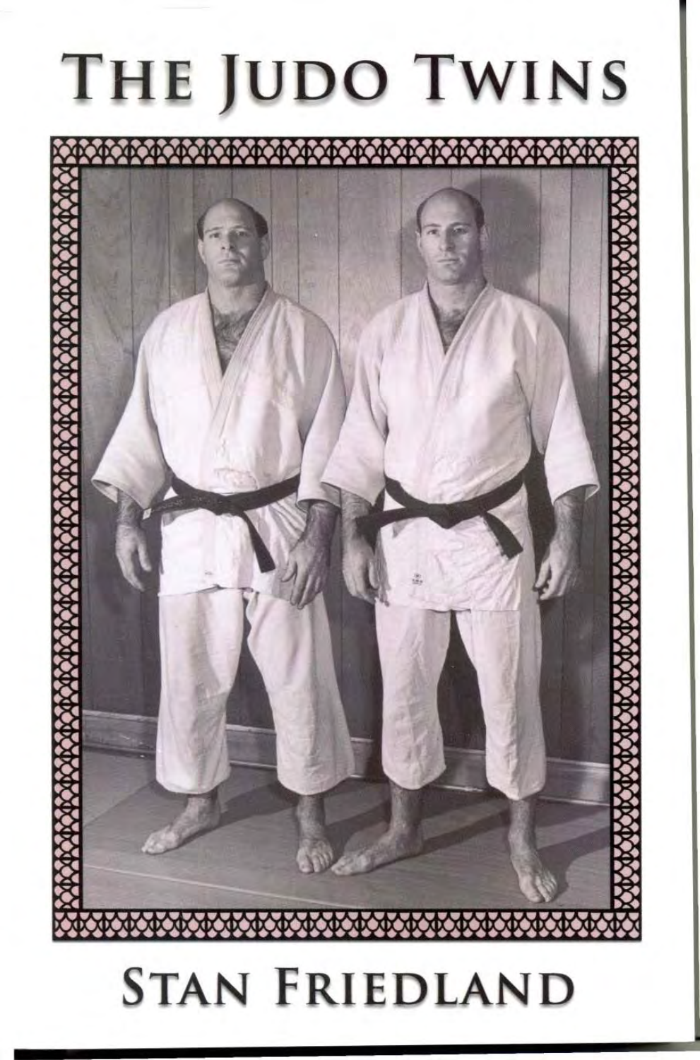# THE JUDO TWINS

STAN FRIEDLAND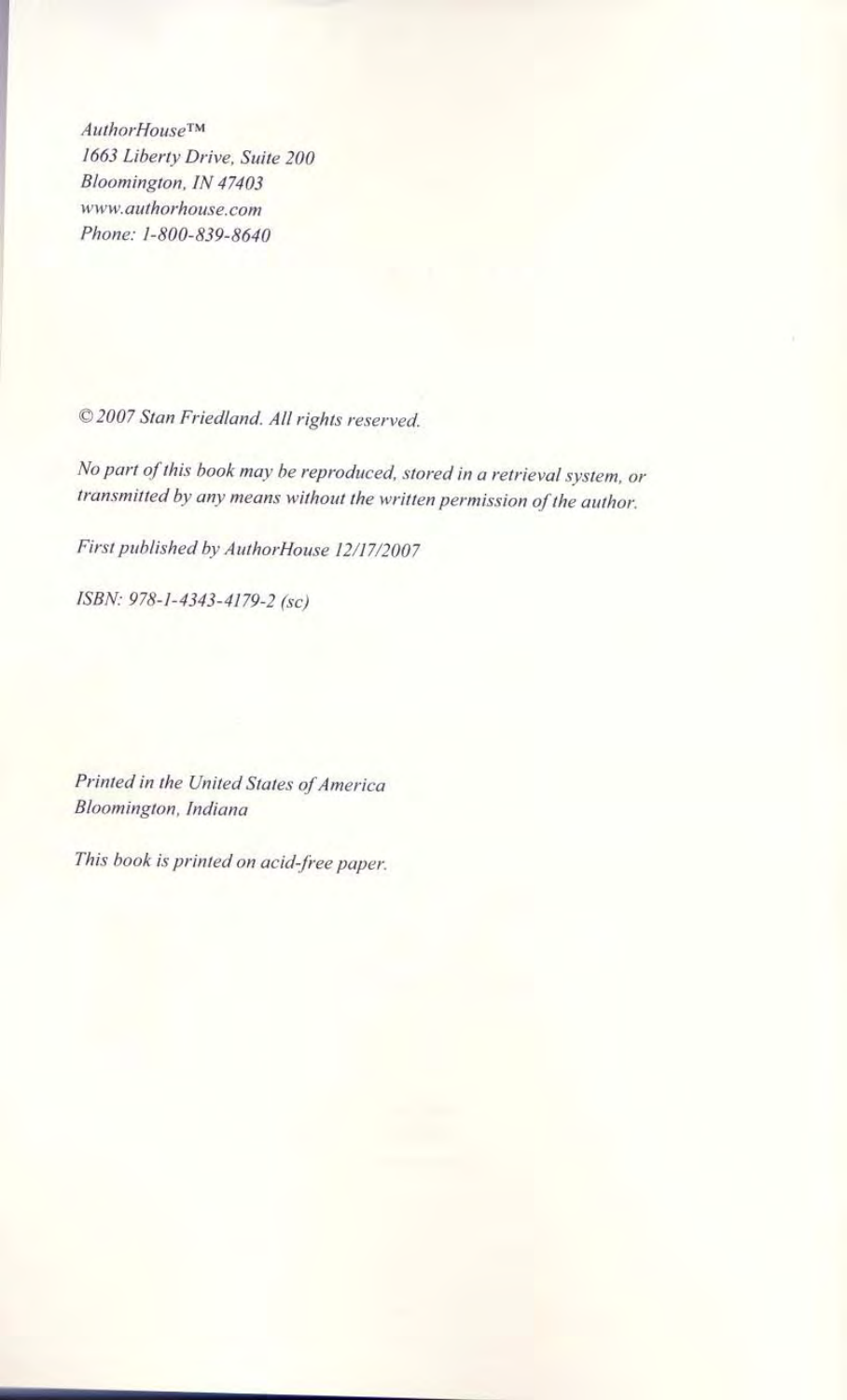*AuthorHouse™*
*1663 Liberty Drive, Suite 200*
*Bloomington, IN 47403*
*www.authorhouse.com*
*Phone: 1-800-839-8640*

*© 2007 Stan Friedland. All rights reserved.*

*No part of this book may be reproduced, stored in a retrieval system, or transmitted by any means without the written permission of the author.*

*First published by AuthorHouse 12/17/2007*

*ISBN: 978-1-4343-4179-2 (sc)*

*Printed in the United States of America*
*Bloomington, Indiana*

*This book is printed on acid-free paper.*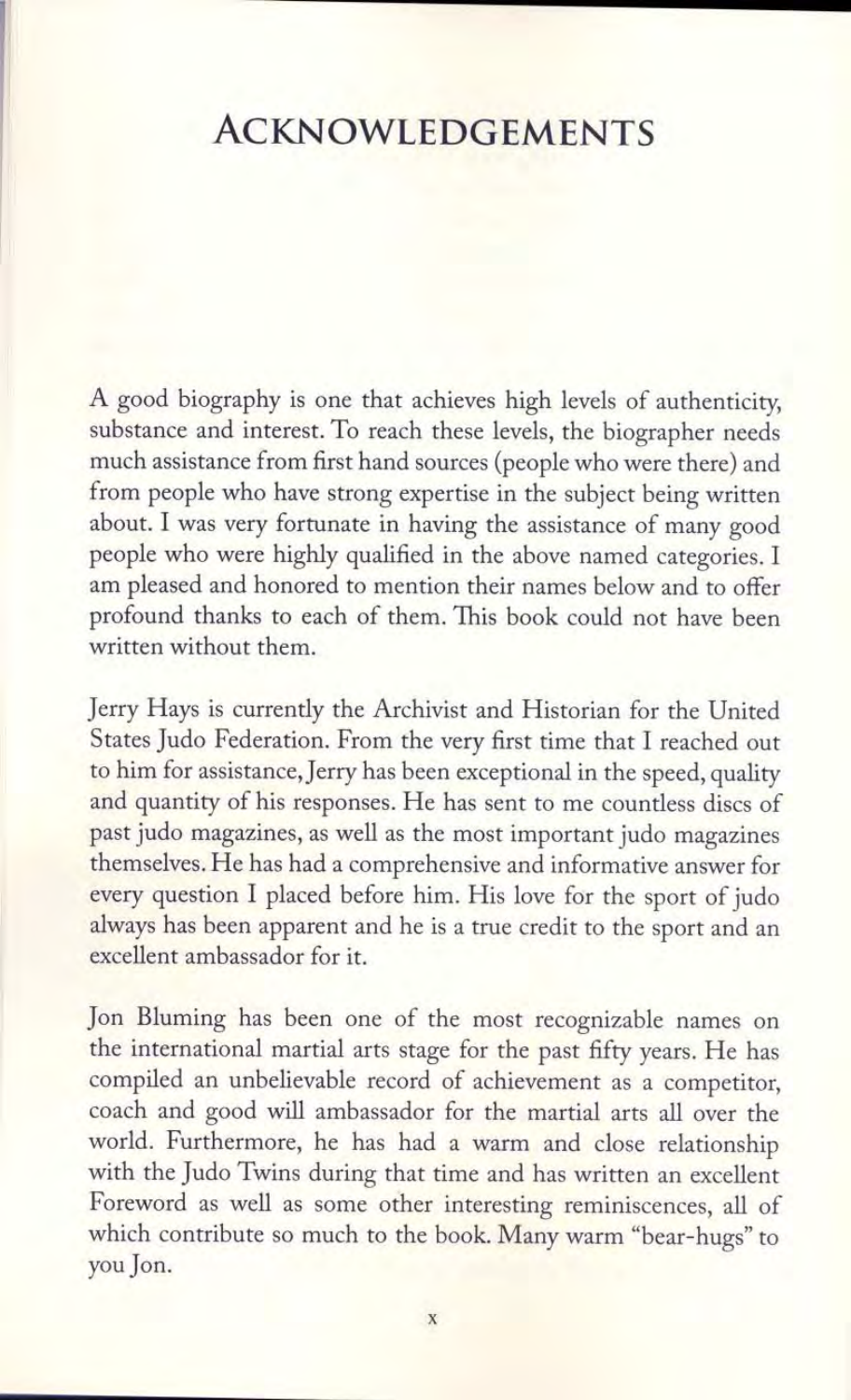# ACKNOWLEDGEMENTS

A good biography is one that achieves high levels of authenticity, substance and interest. To reach these levels, the biographer needs much assistance from first hand sources (people who were there) and from people who have strong expertise in the subject being written about. I was very fortunate in having the assistance of many good people who were highly qualified in the above named categories. I am pleased and honored to mention their names below and to offer profound thanks to each of them. This book could not have been written without them.

Jerry Hays is currently the Archivist and Historian for the United States Judo Federation. From the very first time that I reached out to him for assistance, Jerry has been exceptional in the speed, quality and quantity of his responses. He has sent to me countless discs of past judo magazines, as well as the most important judo magazines themselves. He has had a comprehensive and informative answer for every question I placed before him. His love for the sport of judo always has been apparent and he is a true credit to the sport and an excellent ambassador for it.

Jon Bluming has been one of the most recognizable names on the international martial arts stage for the past fifty years. He has compiled an unbelievable record of achievement as a competitor, coach and good will ambassador for the martial arts all over the world. Furthermore, he has had a warm and close relationship with the Judo Twins during that time and has written an excellent Foreword as well as some other interesting reminiscences, all of which contribute so much to the book. Many warm "bear-hugs" to you Jon.